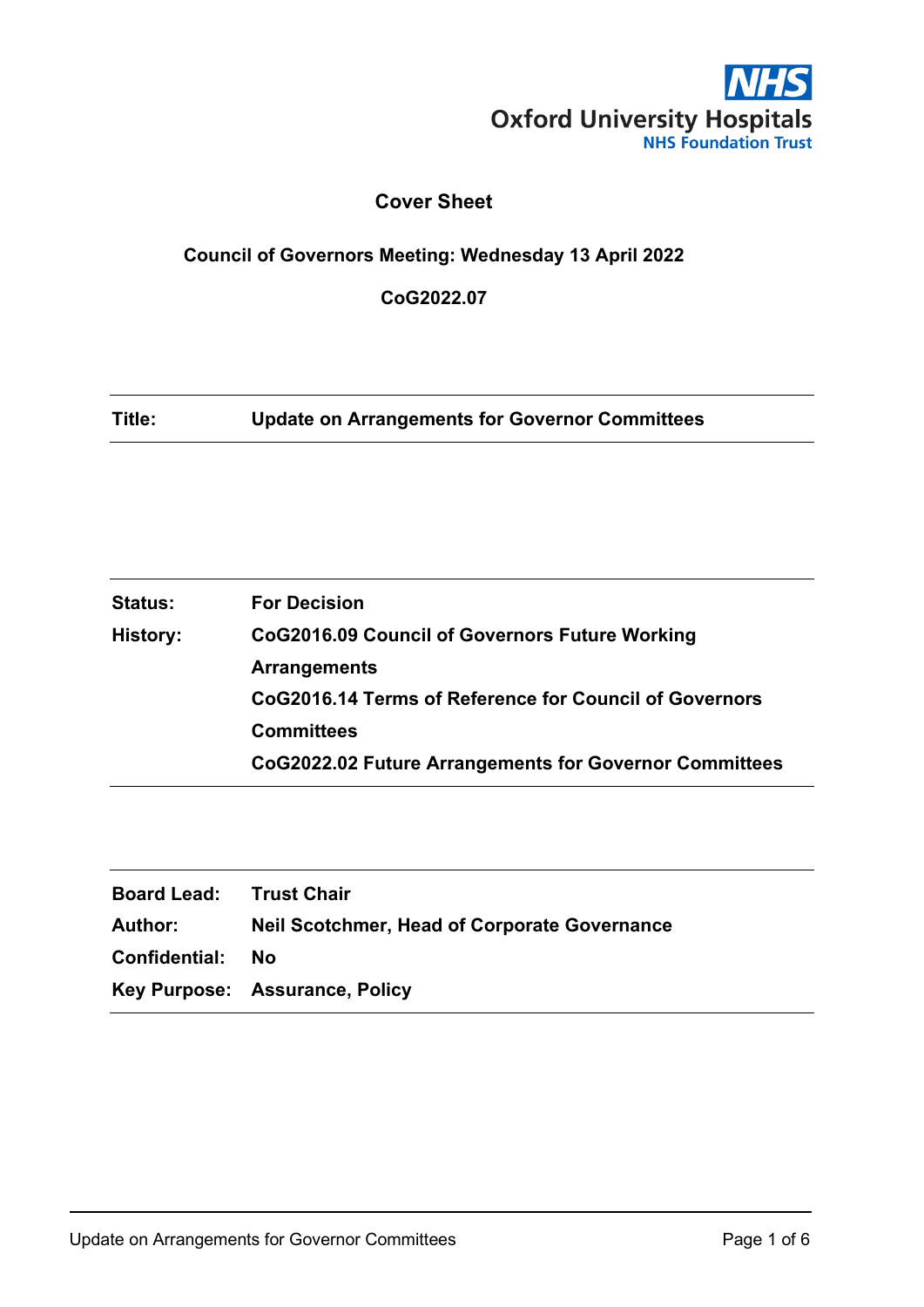Oxford University Hospitals
NHS Foundation Trust

# Cover Sheet

**Council of Governors Meeting: Wednesday 13 April 2022**

**CoG2022.07**

| | |
|---|---|
| **Title:** | **Update on Arrangements for Governor Committees** |

| | |
|---|---|
| **Status:** | **For Decision** |
| **History:** | **CoG2016.09 Council of Governors Future Working Arrangements**<br>**CoG2016.14 Terms of Reference for Council of Governors Committees**<br>**CoG2022.02 Future Arrangements for Governor Committees** |

| | |
|---|---|
| **Board Lead:** | **Trust Chair** |
| **Author:** | **Neil Scotchmer, Head of Corporate Governance** |
| **Confidential:** | **No** |
| **Key Purpose:** | **Assurance, Policy** |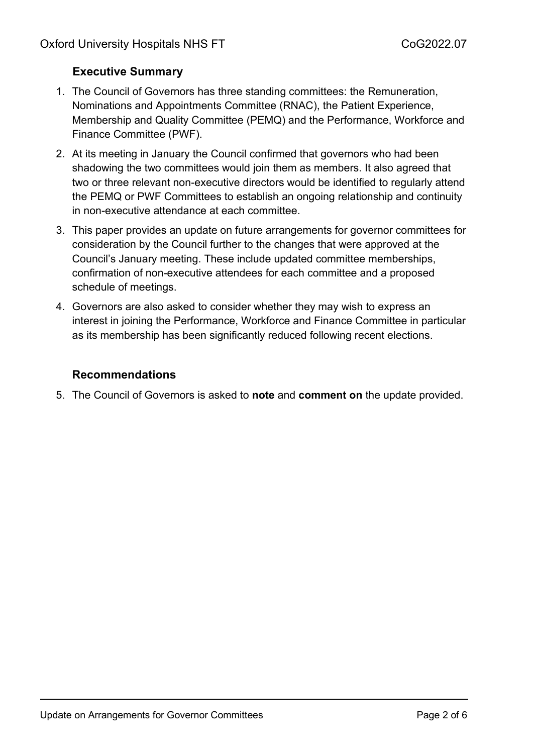## Executive Summary

1. The Council of Governors has three standing committees: the Remuneration, Nominations and Appointments Committee (RNAC), the Patient Experience, Membership and Quality Committee (PEMQ) and the Performance, Workforce and Finance Committee (PWF).
2. At its meeting in January the Council confirmed that governors who had been shadowing the two committees would join them as members. It also agreed that two or three relevant non-executive directors would be identified to regularly attend the PEMQ or PWF Committees to establish an ongoing relationship and continuity in non-executive attendance at each committee.
3. This paper provides an update on future arrangements for governor committees for consideration by the Council further to the changes that were approved at the Council's January meeting. These include updated committee memberships, confirmation of non-executive attendees for each committee and a proposed schedule of meetings.
4. Governors are also asked to consider whether they may wish to express an interest in joining the Performance, Workforce and Finance Committee in particular as its membership has been significantly reduced following recent elections.

## Recommendations

5. The Council of Governors is asked to **note** and **comment on** the update provided.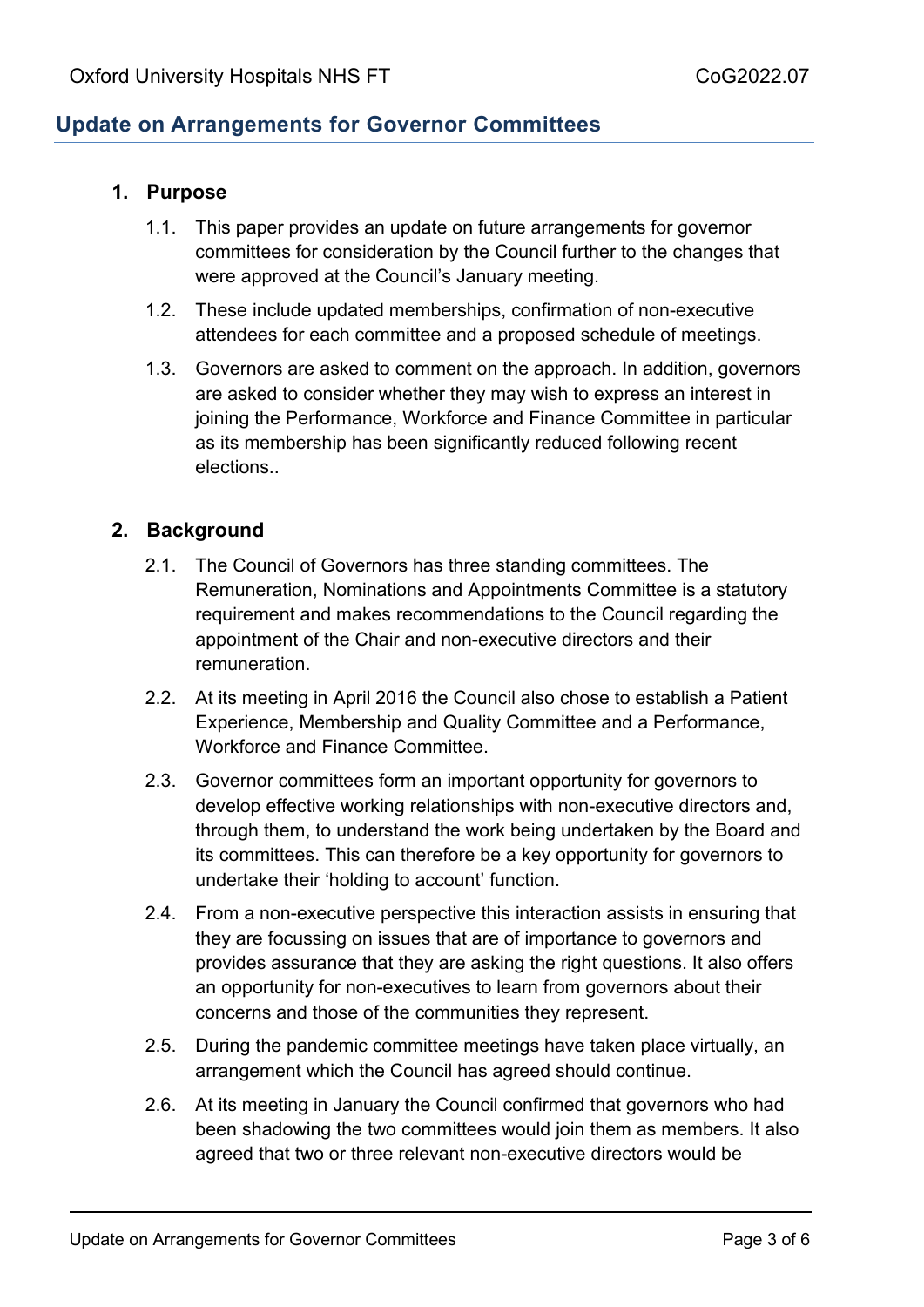## Update on Arrangements for Governor Committees

### 1. Purpose

1.1. This paper provides an update on future arrangements for governor committees for consideration by the Council further to the changes that were approved at the Council's January meeting.

1.2. These include updated memberships, confirmation of non-executive attendees for each committee and a proposed schedule of meetings.

1.3. Governors are asked to comment on the approach. In addition, governors are asked to consider whether they may wish to express an interest in joining the Performance, Workforce and Finance Committee in particular as its membership has been significantly reduced following recent elections..

### 2. Background

2.1. The Council of Governors has three standing committees. The Remuneration, Nominations and Appointments Committee is a statutory requirement and makes recommendations to the Council regarding the appointment of the Chair and non-executive directors and their remuneration.

2.2. At its meeting in April 2016 the Council also chose to establish a Patient Experience, Membership and Quality Committee and a Performance, Workforce and Finance Committee.

2.3. Governor committees form an important opportunity for governors to develop effective working relationships with non-executive directors and, through them, to understand the work being undertaken by the Board and its committees. This can therefore be a key opportunity for governors to undertake their 'holding to account' function.

2.4. From a non-executive perspective this interaction assists in ensuring that they are focussing on issues that are of importance to governors and provides assurance that they are asking the right questions. It also offers an opportunity for non-executives to learn from governors about their concerns and those of the communities they represent.

2.5. During the pandemic committee meetings have taken place virtually, an arrangement which the Council has agreed should continue.

2.6. At its meeting in January the Council confirmed that governors who had been shadowing the two committees would join them as members. It also agreed that two or three relevant non-executive directors would be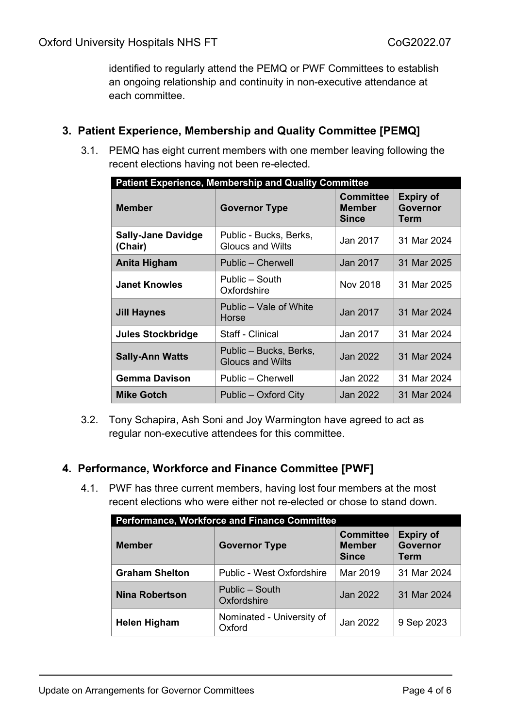identified to regularly attend the PEMQ or PWF Committees to establish an ongoing relationship and continuity in non-executive attendance at each committee.

## 3. Patient Experience, Membership and Quality Committee [PEMQ]

3.1. PEMQ has eight current members with one member leaving following the recent elections having not been re-elected.

| **Patient Experience, Membership and Quality Committee** | | | |
|---|---|---|---|
| **Member** | **Governor Type** | **Committee Member Since** | **Expiry of Governor Term** |
| **Sally-Jane Davidge (Chair)** | Public - Bucks, Berks, Gloucs and Wilts | Jan 2017 | 31 Mar 2024 |
| **Anita Higham** | Public – Cherwell | Jan 2017 | 31 Mar 2025 |
| **Janet Knowles** | Public – South Oxfordshire | Nov 2018 | 31 Mar 2025 |
| **Jill Haynes** | Public – Vale of White Horse | Jan 2017 | 31 Mar 2024 |
| **Jules Stockbridge** | Staff - Clinical | Jan 2017 | 31 Mar 2024 |
| **Sally-Ann Watts** | Public – Bucks, Berks, Gloucs and Wilts | Jan 2022 | 31 Mar 2024 |
| **Gemma Davison** | Public – Cherwell | Jan 2022 | 31 Mar 2024 |
| **Mike Gotch** | Public – Oxford City | Jan 2022 | 31 Mar 2024 |

3.2. Tony Schapira, Ash Soni and Joy Warmington have agreed to act as regular non-executive attendees for this committee.

## 4. Performance, Workforce and Finance Committee [PWF]

4.1. PWF has three current members, having lost four members at the most recent elections who were either not re-elected or chose to stand down.

| **Performance, Workforce and Finance Committee** | | | |
|---|---|---|---|
| **Member** | **Governor Type** | **Committee Member Since** | **Expiry of Governor Term** |
| **Graham Shelton** | Public - West Oxfordshire | Mar 2019 | 31 Mar 2024 |
| **Nina Robertson** | Public – South Oxfordshire | Jan 2022 | 31 Mar 2024 |
| **Helen Higham** | Nominated - University of Oxford | Jan 2022 | 9 Sep 2023 |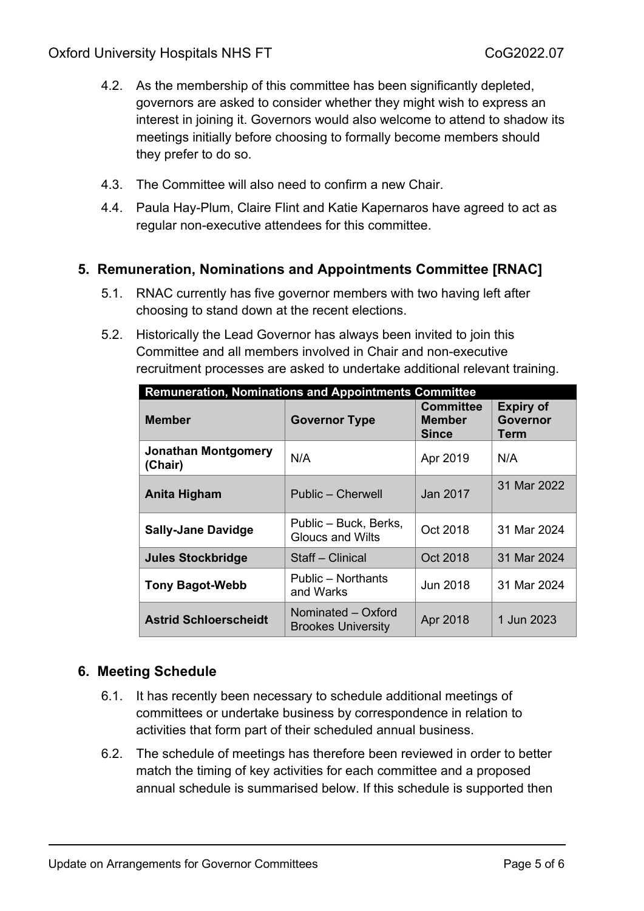4.2. As the membership of this committee has been significantly depleted, governors are asked to consider whether they might wish to express an interest in joining it. Governors would also welcome to attend to shadow its meetings initially before choosing to formally become members should they prefer to do so.

4.3. The Committee will also need to confirm a new Chair.

4.4. Paula Hay-Plum, Claire Flint and Katie Kapernaros have agreed to act as regular non-executive attendees for this committee.

## 5. Remuneration, Nominations and Appointments Committee [RNAC]

5.1. RNAC currently has five governor members with two having left after choosing to stand down at the recent elections.

5.2. Historically the Lead Governor has always been invited to join this Committee and all members involved in Chair and non-executive recruitment processes are asked to undertake additional relevant training.

| Remuneration, Nominations and Appointments Committee | | | |
|---|---|---|---|
| **Member** | **Governor Type** | **Committee Member Since** | **Expiry of Governor Term** |
| **Jonathan Montgomery (Chair)** | N/A | Apr 2019 | N/A |
| **Anita Higham** | Public – Cherwell | Jan 2017 | 31 Mar 2022 |
| **Sally-Jane Davidge** | Public – Buck, Berks, Gloucs and Wilts | Oct 2018 | 31 Mar 2024 |
| **Jules Stockbridge** | Staff – Clinical | Oct 2018 | 31 Mar 2024 |
| **Tony Bagot-Webb** | Public – Northants and Warks | Jun 2018 | 31 Mar 2024 |
| **Astrid Schloerscheidt** | Nominated – Oxford Brookes University | Apr 2018 | 1 Jun 2023 |

## 6. Meeting Schedule

6.1. It has recently been necessary to schedule additional meetings of committees or undertake business by correspondence in relation to activities that form part of their scheduled annual business.

6.2. The schedule of meetings has therefore been reviewed in order to better match the timing of key activities for each committee and a proposed annual schedule is summarised below. If this schedule is supported then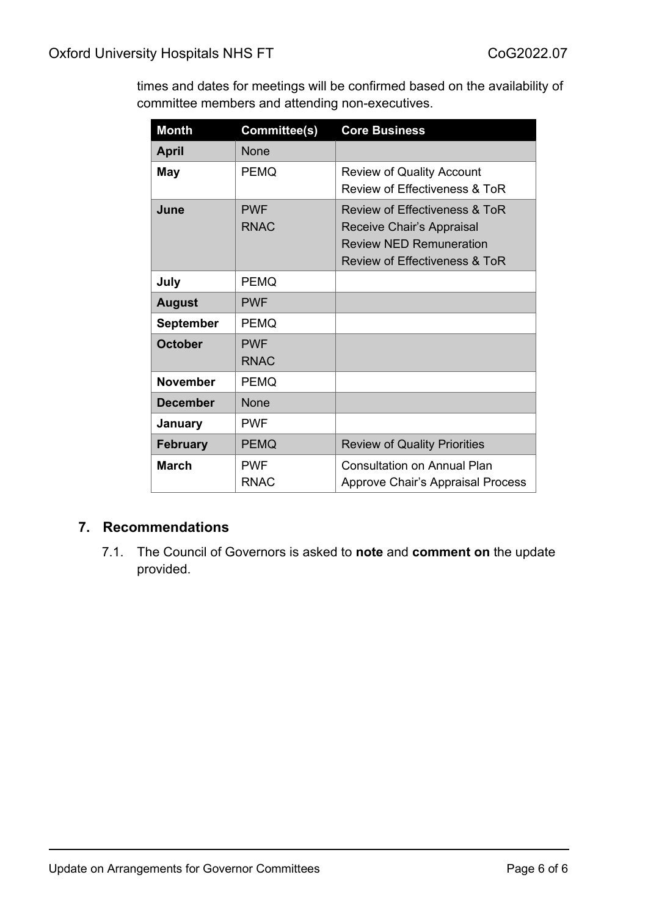times and dates for meetings will be confirmed based on the availability of committee members and attending non-executives.

| Month | Committee(s) | Core Business |
|---|---|---|
| **April** | None | |
| **May** | PEMQ | Review of Quality Account<br>Review of Effectiveness & ToR |
| **June** | PWF<br>RNAC | Review of Effectiveness & ToR<br>Receive Chair's Appraisal<br>Review NED Remuneration<br>Review of Effectiveness & ToR |
| **July** | PEMQ | |
| **August** | PWF | |
| **September** | PEMQ | |
| **October** | PWF<br>RNAC | |
| **November** | PEMQ | |
| **December** | None | |
| **January** | PWF | |
| **February** | PEMQ | Review of Quality Priorities |
| **March** | PWF<br>RNAC | Consultation on Annual Plan<br>Approve Chair's Appraisal Process |

## 7. Recommendations

7.1. The Council of Governors is asked to **note** and **comment on** the update provided.